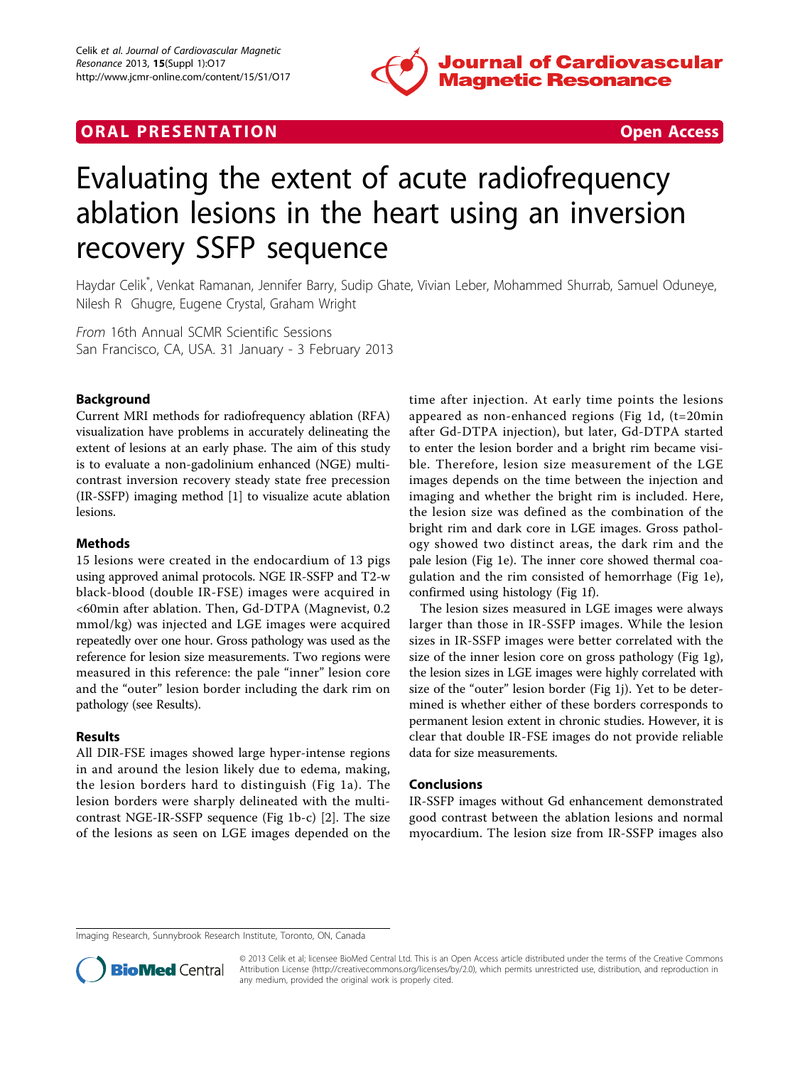ORAL PRESENTATION **Open Access**

# Evaluating the extent of acute radiofrequency ablation lesions in the heart using an inversion recovery SSFP sequence

Haydar Celik*, Venkat Ramanan, Jennifer Barry, Sudip Ghate, Vivian Leber, Mohammed Shurrab, Samuel Oduneye, Nilesh R Ghugre, Eugene Crystal, Graham Wright

*From* 16th Annual SCMR Scientific Sessions
San Francisco, CA, USA. 31 January - 3 February 2013

## Background

Current MRI methods for radiofrequency ablation (RFA) visualization have problems in accurately delineating the extent of lesions at an early phase. The aim of this study is to evaluate a non-gadolinium enhanced (NGE) multi-contrast inversion recovery steady state free precession (IR-SSFP) imaging method [1] to visualize acute ablation lesions.

## Methods

15 lesions were created in the endocardium of 13 pigs using approved animal protocols. NGE IR-SSFP and T2-w black-blood (double IR-FSE) images were acquired in <60min after ablation. Then, Gd-DTPA (Magnevist, 0.2 mmol/kg) was injected and LGE images were acquired repeatedly over one hour. Gross pathology was used as the reference for lesion size measurements. Two regions were measured in this reference: the pale "inner" lesion core and the "outer" lesion border including the dark rim on pathology (see Results).

## Results

All DIR-FSE images showed large hyper-intense regions in and around the lesion likely due to edema, making, the lesion borders hard to distinguish (Fig 1a). The lesion borders were sharply delineated with the multi-contrast NGE-IR-SSFP sequence (Fig 1b-c) [2]. The size of the lesions as seen on LGE images depended on the time after injection. At early time points the lesions appeared as non-enhanced regions (Fig 1d, (t=20min after Gd-DTPA injection), but later, Gd-DTPA started to enter the lesion border and a bright rim became visible. Therefore, lesion size measurement of the LGE images depends on the time between the injection and imaging and whether the bright rim is included. Here, the lesion size was defined as the combination of the bright rim and dark core in LGE images. Gross pathology showed two distinct areas, the dark rim and the pale lesion (Fig 1e). The inner core showed thermal coagulation and the rim consisted of hemorrhage (Fig 1e), confirmed using histology (Fig 1f).

The lesion sizes measured in LGE images were always larger than those in IR-SSFP images. While the lesion sizes in IR-SSFP images were better correlated with the size of the inner lesion core on gross pathology (Fig 1g), the lesion sizes in LGE images were highly correlated with size of the "outer" lesion border (Fig 1j). Yet to be determined is whether either of these borders corresponds to permanent lesion extent in chronic studies. However, it is clear that double IR-FSE images do not provide reliable data for size measurements.

## Conclusions

IR-SSFP images without Gd enhancement demonstrated good contrast between the ablation lesions and normal myocardium. The lesion size from IR-SSFP images also

Imaging Research, Sunnybrook Research Institute, Toronto, ON, Canada

© 2013 Celik et al; licensee BioMed Central Ltd. This is an Open Access article distributed under the terms of the Creative Commons Attribution License (http://creativecommons.org/licenses/by/2.0), which permits unrestricted use, distribution, and reproduction in any medium, provided the original work is properly cited.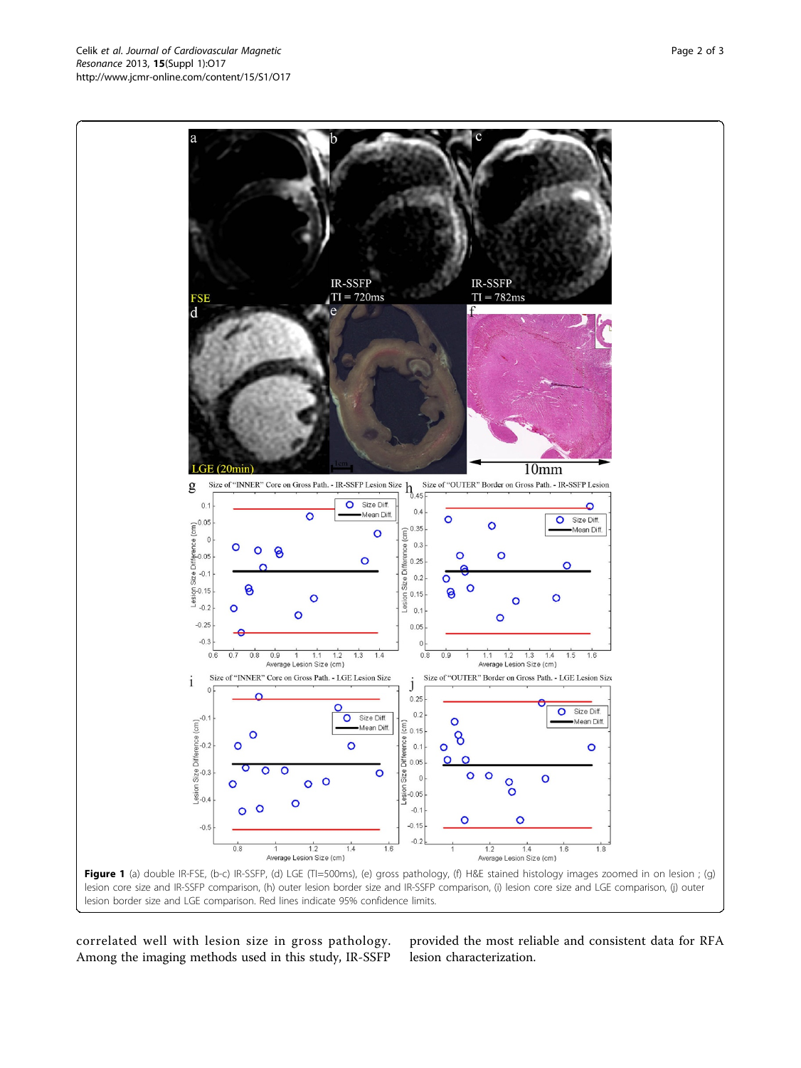**Figure 1** (a) double IR-FSE, (b-c) IR-SSFP, (d) LGE (TI=500ms), (e) gross pathology, (f) H&E stained histology images zoomed in on lesion ; (g) lesion core size and IR-SSFP comparison, (h) outer lesion border size and IR-SSFP comparison, (i) lesion core size and LGE comparison, (j) outer lesion border size and LGE comparison. Red lines indicate 95% confidence limits.

correlated well with lesion size in gross pathology. Among the imaging methods used in this study, IR-SSFP provided the most reliable and consistent data for RFA lesion characterization.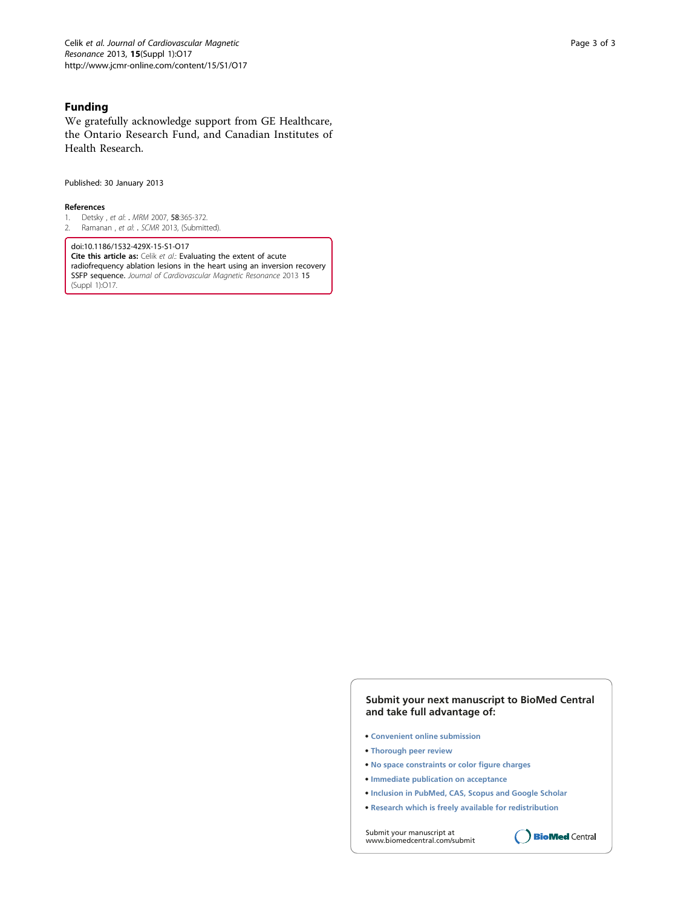## Funding

We gratefully acknowledge support from GE Healthcare, the Ontario Research Fund, and Canadian Institutes of Health Research.

Published: 30 January 2013

### References

1. Detsky , *et al*: . *MRM* 2007, **58**:365-372.
2. Ramanan , *et al*: . *SCMR* 2013, (Submitted).

doi:10.1186/1532-429X-15-S1-O17
**Cite this article as:** Celik *et al.*: Evaluating the extent of acute radiofrequency ablation lesions in the heart using an inversion recovery SSFP sequence. *Journal of Cardiovascular Magnetic Resonance* 2013 **15** (Suppl 1):O17.

**Submit your next manuscript to BioMed Central and take full advantage of:**

- **Convenient online submission**
- **Thorough peer review**
- **No space constraints or color figure charges**
- **Immediate publication on acceptance**
- **Inclusion in PubMed, CAS, Scopus and Google Scholar**
- **Research which is freely available for redistribution**

Submit your manuscript at www.biomedcentral.com/submit

BioMed Central